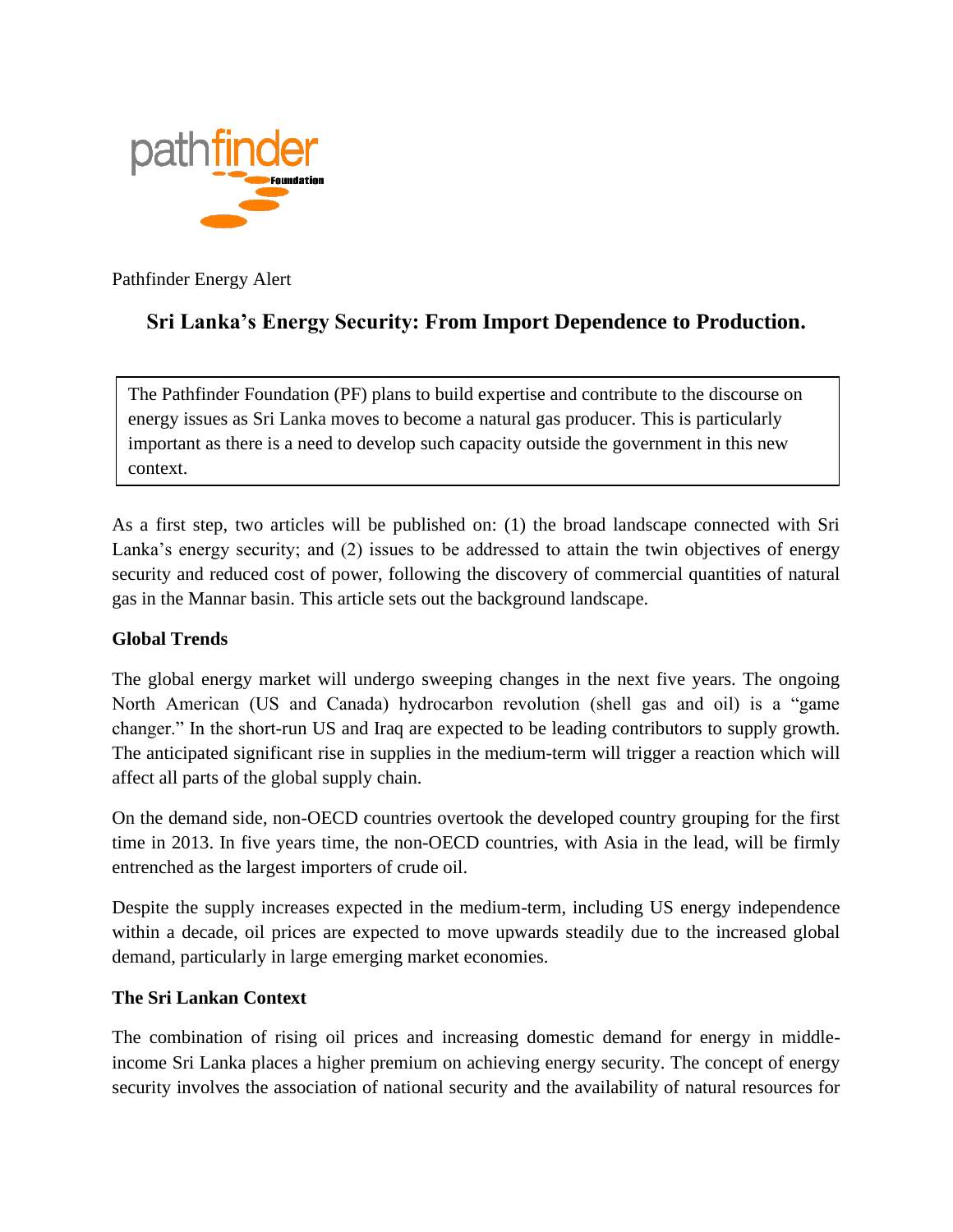Pathfinder Energy Alert

# Sri Lanka's Energy Security: From Import Dependence to Production.

The Pathfinder Foundation (PF) plans to build expertise and contribute to the discourse on energy issues as Sri Lanka moves to become a natural gas producer. This is particularly important as there is a need to develop such capacity outside the government in this new context.

As a first step, two articles will be published on: (1) the broad landscape connected with Sri Lanka's energy security; and (2) issues to be addressed to attain the twin objectives of energy security and reduced cost of power, following the discovery of commercial quantities of natural gas in the Mannar basin. This article sets out the background landscape.

**Global Trends**

The global energy market will undergo sweeping changes in the next five years. The ongoing North American (US and Canada) hydrocarbon revolution (shell gas and oil) is a "game changer." In the short-run US and Iraq are expected to be leading contributors to supply growth. The anticipated significant rise in supplies in the medium-term will trigger a reaction which will affect all parts of the global supply chain.

On the demand side, non-OECD countries overtook the developed country grouping for the first time in 2013. In five years time, the non-OECD countries, with Asia in the lead, will be firmly entrenched as the largest importers of crude oil.

Despite the supply increases expected in the medium-term, including US energy independence within a decade, oil prices are expected to move upwards steadily due to the increased global demand, particularly in large emerging market economies.

**The Sri Lankan Context**

The combination of rising oil prices and increasing domestic demand for energy in middle-income Sri Lanka places a higher premium on achieving energy security. The concept of energy security involves the association of national security and the availability of natural resources for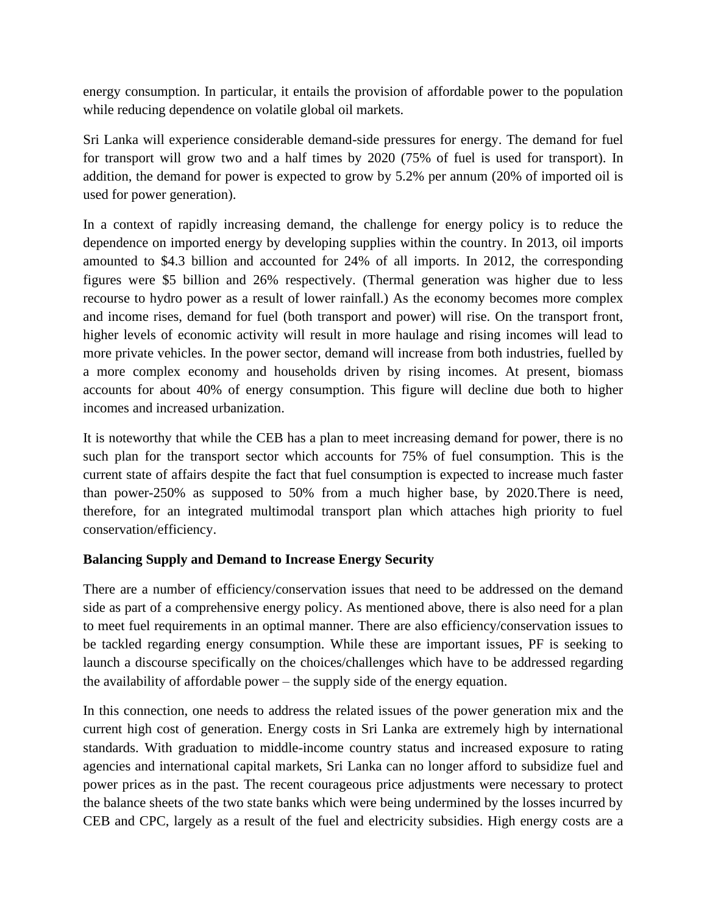energy consumption. In particular, it entails the provision of affordable power to the population while reducing dependence on volatile global oil markets.

Sri Lanka will experience considerable demand-side pressures for energy. The demand for fuel for transport will grow two and a half times by 2020 (75% of fuel is used for transport). In addition, the demand for power is expected to grow by 5.2% per annum (20% of imported oil is used for power generation).

In a context of rapidly increasing demand, the challenge for energy policy is to reduce the dependence on imported energy by developing supplies within the country. In 2013, oil imports amounted to $4.3 billion and accounted for 24% of all imports. In 2012, the corresponding figures were $5 billion and 26% respectively. (Thermal generation was higher due to less recourse to hydro power as a result of lower rainfall.) As the economy becomes more complex and income rises, demand for fuel (both transport and power) will rise. On the transport front, higher levels of economic activity will result in more haulage and rising incomes will lead to more private vehicles. In the power sector, demand will increase from both industries, fuelled by a more complex economy and households driven by rising incomes. At present, biomass accounts for about 40% of energy consumption. This figure will decline due both to higher incomes and increased urbanization.

It is noteworthy that while the CEB has a plan to meet increasing demand for power, there is no such plan for the transport sector which accounts for 75% of fuel consumption. This is the current state of affairs despite the fact that fuel consumption is expected to increase much faster than power-250% as supposed to 50% from a much higher base, by 2020.There is need, therefore, for an integrated multimodal transport plan which attaches high priority to fuel conservation/efficiency.

**Balancing Supply and Demand to Increase Energy Security**

There are a number of efficiency/conservation issues that need to be addressed on the demand side as part of a comprehensive energy policy. As mentioned above, there is also need for a plan to meet fuel requirements in an optimal manner. There are also efficiency/conservation issues to be tackled regarding energy consumption. While these are important issues, PF is seeking to launch a discourse specifically on the choices/challenges which have to be addressed regarding the availability of affordable power – the supply side of the energy equation.

In this connection, one needs to address the related issues of the power generation mix and the current high cost of generation. Energy costs in Sri Lanka are extremely high by international standards. With graduation to middle-income country status and increased exposure to rating agencies and international capital markets, Sri Lanka can no longer afford to subsidize fuel and power prices as in the past. The recent courageous price adjustments were necessary to protect the balance sheets of the two state banks which were being undermined by the losses incurred by CEB and CPC, largely as a result of the fuel and electricity subsidies. High energy costs are a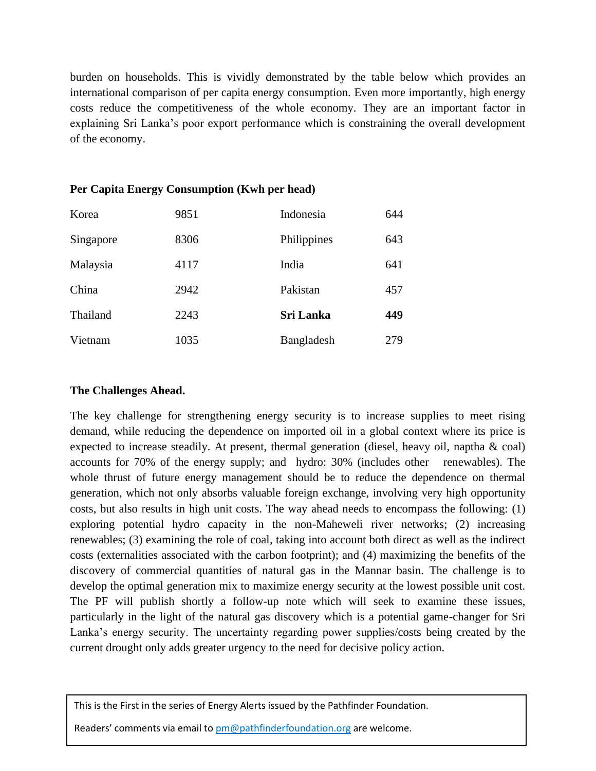burden on households. This is vividly demonstrated by the table below which provides an international comparison of per capita energy consumption. Even more importantly, high energy costs reduce the competitiveness of the whole economy. They are an important factor in explaining Sri Lanka's poor export performance which is constraining the overall development of the economy.

**Per Capita Energy Consumption (Kwh per head)**

| | | | |
|---|---|---|---|
| Korea | 9851 | Indonesia | 644 |
| Singapore | 8306 | Philippines | 643 |
| Malaysia | 4117 | India | 641 |
| China | 2942 | Pakistan | 457 |
| Thailand | 2243 | **Sri Lanka** | **449** |
| Vietnam | 1035 | Bangladesh | 279 |

**The Challenges Ahead.**

The key challenge for strengthening energy security is to increase supplies to meet rising demand, while reducing the dependence on imported oil in a global context where its price is expected to increase steadily. At present, thermal generation (diesel, heavy oil, naptha & coal) accounts for 70% of the energy supply; and hydro: 30% (includes other renewables). The whole thrust of future energy management should be to reduce the dependence on thermal generation, which not only absorbs valuable foreign exchange, involving very high opportunity costs, but also results in high unit costs. The way ahead needs to encompass the following: (1) exploring potential hydro capacity in the non-Maheweli river networks; (2) increasing renewables; (3) examining the role of coal, taking into account both direct as well as the indirect costs (externalities associated with the carbon footprint); and (4) maximizing the benefits of the discovery of commercial quantities of natural gas in the Mannar basin. The challenge is to develop the optimal generation mix to maximize energy security at the lowest possible unit cost. The PF will publish shortly a follow-up note which will seek to examine these issues, particularly in the light of the natural gas discovery which is a potential game-changer for Sri Lanka's energy security. The uncertainty regarding power supplies/costs being created by the current drought only adds greater urgency to the need for decisive policy action.

This is the First in the series of Energy Alerts issued by the Pathfinder Foundation.

Readers' comments via email to pm@pathfinderfoundation.org are welcome.